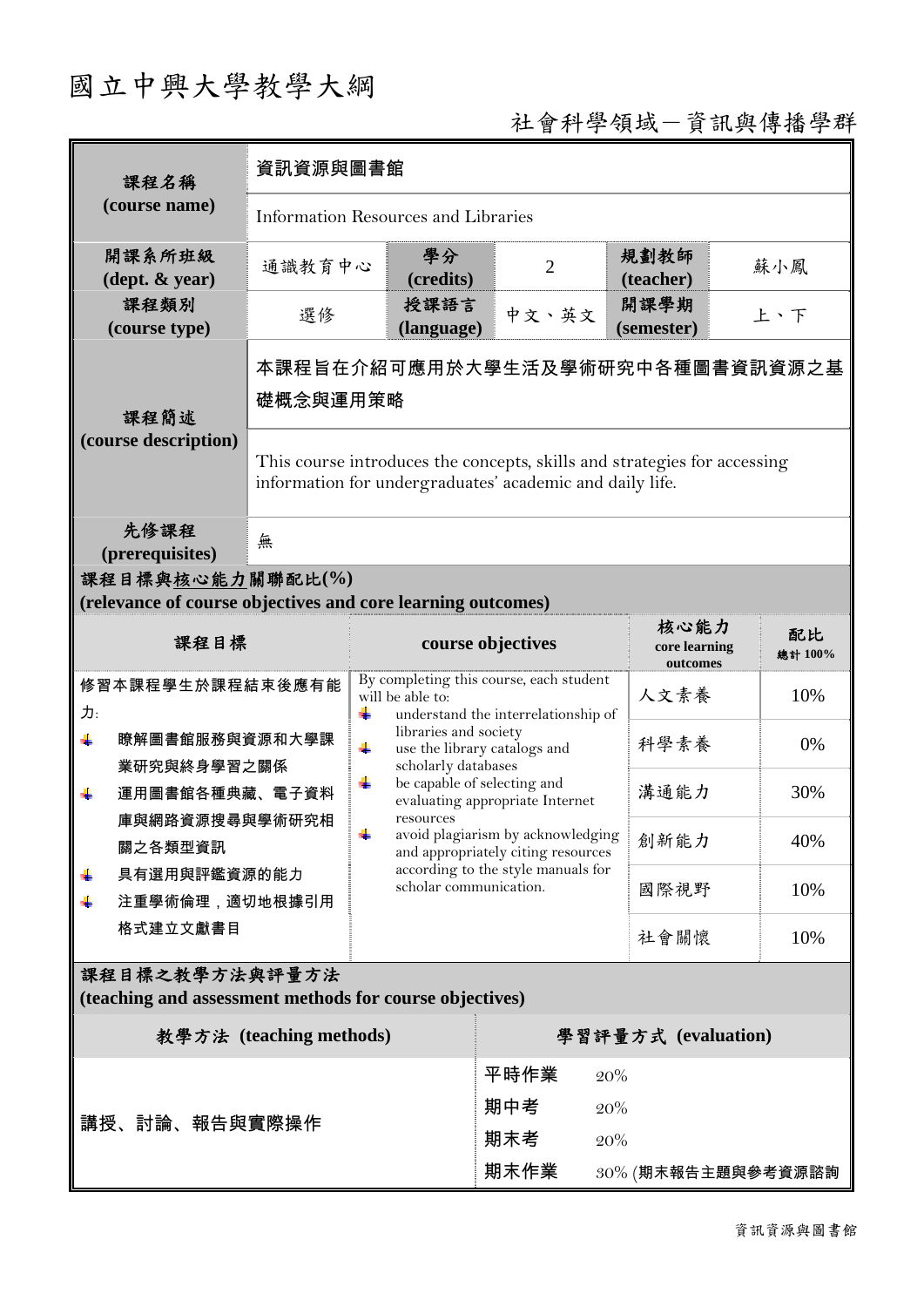# 國立中興大學教學大綱

社會科學領域－資訊與傳播學群

| 課程名稱 (course name) | 資訊資源與圖書館 | | | | |
|---|---|---|---|---|---|
| | Information Resources and Libraries | | | | |
| 開課系所班級 (dept. & year) | 通識教育中心 | 學分 (credits) | 2 | 規劃教師 (teacher) | 蘇小鳳 |
| 課程類別 (course type) | 選修 | 授課語言 (language) | 中文、英文 | 開課學期 (semester) | 上、下 |
| 課程簡述 (course description) | 本課程旨在介紹可應用於大學生活及學術研究中各種圖書資訊資源之基礎概念與運用策略 | | | | |
| | This course introduces the concepts, skills and strategies for accessing information for undergraduates' academic and daily life. | | | | |
| 先修課程 (prerequisites) | 無 | | | | |

**課程目標與核心能力關聯配比(%)**
**(relevance of course objectives and core learning outcomes)**

| 課程目標 | course objectives | 核心能力 core learning outcomes | 配比 總計 100% |
|---|---|---|---|
| 修習本課程學生於課程結束後應有能力:<br>- 瞭解圖書館服務與資源和大學課業研究與終身學習之關係<br>- 運用圖書館各種典藏、電子資料庫與網路資源搜尋與學術研究相關之各類型資訊<br>- 具有選用與評鑑資源的能力<br>- 注重學術倫理，適切地根據引用格式建立文獻書目 | By completing this course, each student will be able to:<br>- understand the interrelationship of libraries and society<br>- use the library catalogs and scholarly databases<br>- be capable of selecting and evaluating appropriate Internet resources<br>- avoid plagiarism by acknowledging and appropriately citing resources according to the style manuals for scholar communication. | 人文素養 | 10% |
| | | 科學素養 | 0% |
| | | 溝通能力 | 30% |
| | | 創新能力 | 40% |
| | | 國際視野 | 10% |
| | | 社會關懷 | 10% |

**課程目標之教學方法與評量方法**
**(teaching and assessment methods for course objectives)**

| 教學方法 (teaching methods) | 學習評量方式 (evaluation) |
|---|---|
| 講授、討論、報告與實際操作 | 平時作業 20%<br>期中考 20%<br>期末考 20%<br>期末作業 30% (期末報告主題與參考資源諮詢 |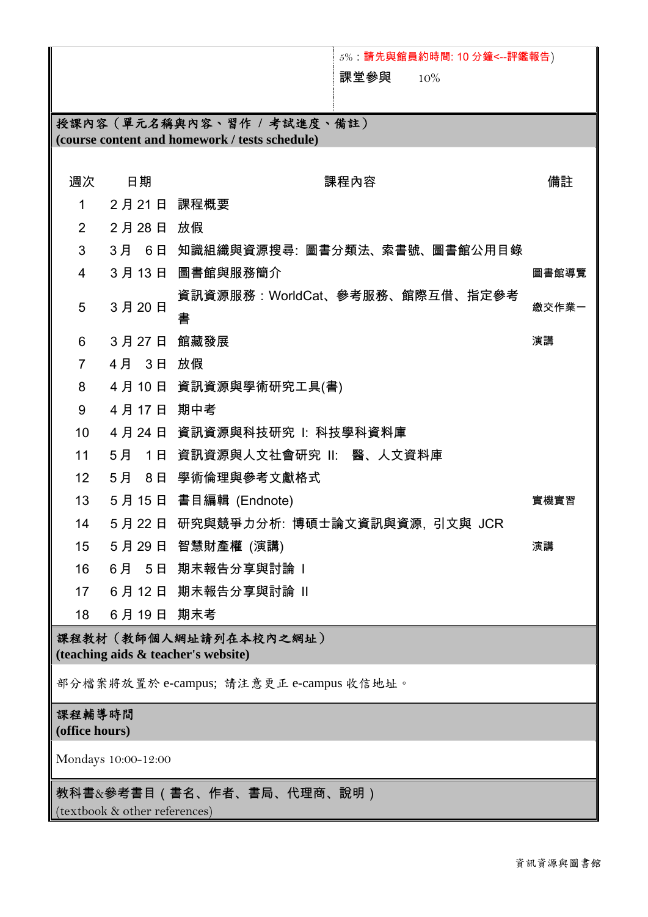5%：請先與館員約時間: 10 分鐘<--評鑑報告)

課堂參與　10%

**授課內容（單元名稱與內容、習作 / 考試進度、備註）**
**(course content and homework / tests schedule)**

| 週次 | 日期 | 課程內容 | 備註 |
|---|---|---|---|
| 1 | 2 月 21 日 | 課程概要 | |
| 2 | 2 月 28 日 | 放假 | |
| 3 | 3 月 6 日 | 知識組織與資源搜尋: 圖書分類法、索書號、圖書館公用目錄 | |
| 4 | 3 月 13 日 | 圖書館與服務簡介 | 圖書館導覽 |
| 5 | 3 月 20 日 | 資訊資源服務：WorldCat、參考服務、館際互借、指定參考書 | 繳交作業一 |
| 6 | 3 月 27 日 | 館藏發展 | 演講 |
| 7 | 4 月 3 日 | 放假 | |
| 8 | 4 月 10 日 | 資訊資源與學術研究工具(書) | |
| 9 | 4 月 17 日 | 期中考 | |
| 10 | 4 月 24 日 | 資訊資源與科技研究 I: 科技學科資料庫 | |
| 11 | 5 月 1 日 | 資訊資源與人文社會研究 II: 醫、人文資料庫 | |
| 12 | 5 月 8 日 | 學術倫理與參考文獻格式 | |
| 13 | 5 月 15 日 | 書目編輯 (Endnote) | 實機實習 |
| 14 | 5 月 22 日 | 研究與競爭力分析: 博碩士論文資訊與資源, 引文與 JCR | |
| 15 | 5 月 29 日 | 智慧財產權 (演講) | 演講 |
| 16 | 6 月 5 日 | 期末報告分享與討論 I | |
| 17 | 6 月 12 日 | 期末報告分享與討論 II | |
| 18 | 6 月 19 日 | 期末考 | |

**課程教材（教師個人網址請列在本校內之網址）**
**(teaching aids & teacher's website)**

部分檔案將放置於 e-campus; 請注意更正 e-campus 收信地址。

**課程輔導時間**
**(office hours)**

Mondays 10:00-12:00

**教科書&參考書目（書名、作者、書局、代理商、說明）**
(textbook & other references)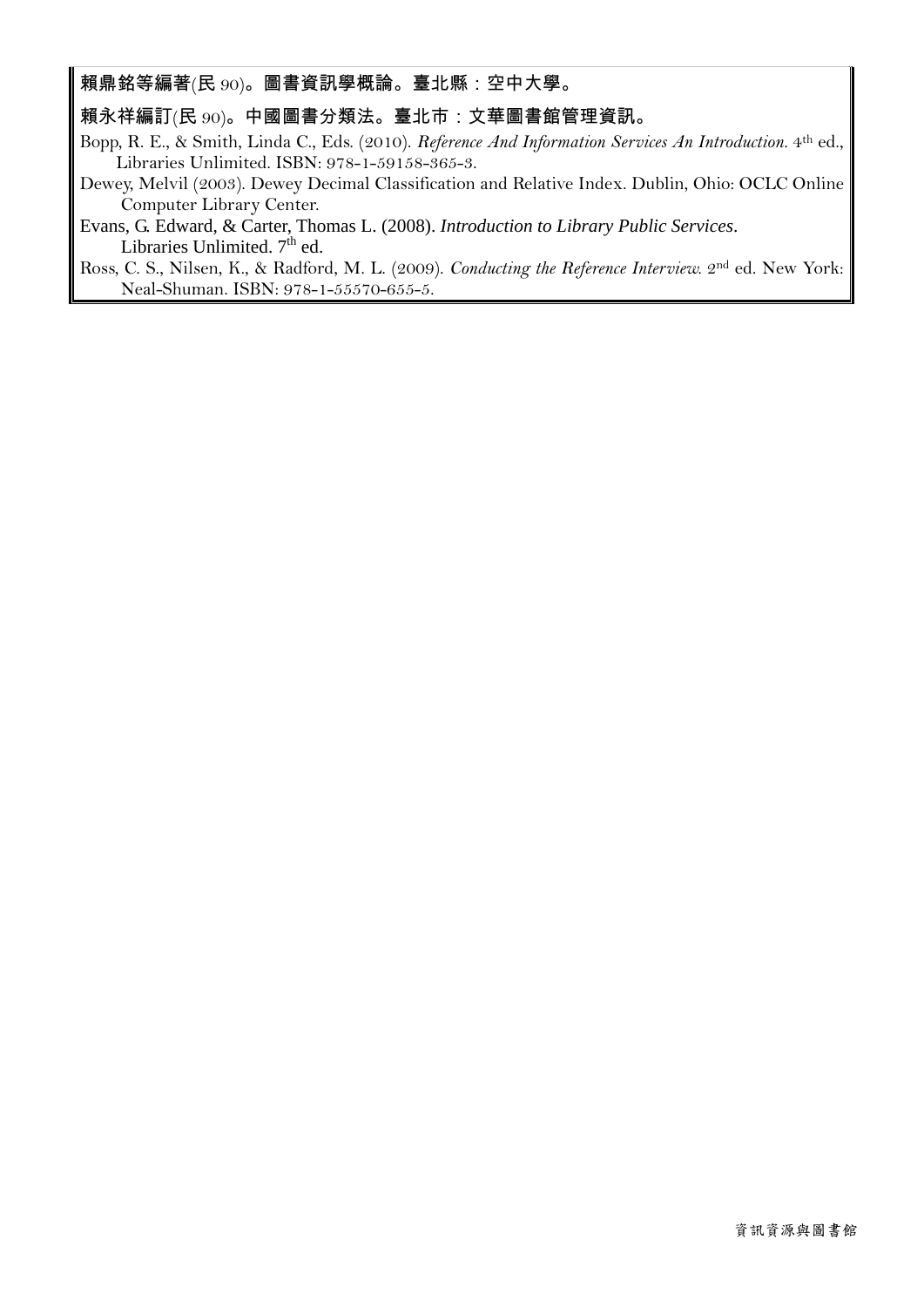**賴鼎銘等編著**(民 90)**。圖書資訊學概論。臺北縣：空中大學。**

**賴永祥編訂**(民 90)**。中國圖書分類法。臺北市：文華圖書館管理資訊。**

Bopp, R. E., & Smith, Linda C., Eds. (2010). *Reference And Information Services An Introduction*. 4th ed., Libraries Unlimited. ISBN: 978-1-59158-365-3.

Dewey, Melvil (2003). Dewey Decimal Classification and Relative Index. Dublin, Ohio: OCLC Online Computer Library Center.

Evans, G. Edward, & Carter, Thomas L. (2008). *Introduction to Library Public Services*. Libraries Unlimited. 7th ed.

Ross, C. S., Nilsen, K., & Radford, M. L. (2009). *Conducting the Reference Interview*. 2nd ed. New York: Neal-Shuman. ISBN: 978-1-55570-655-5.